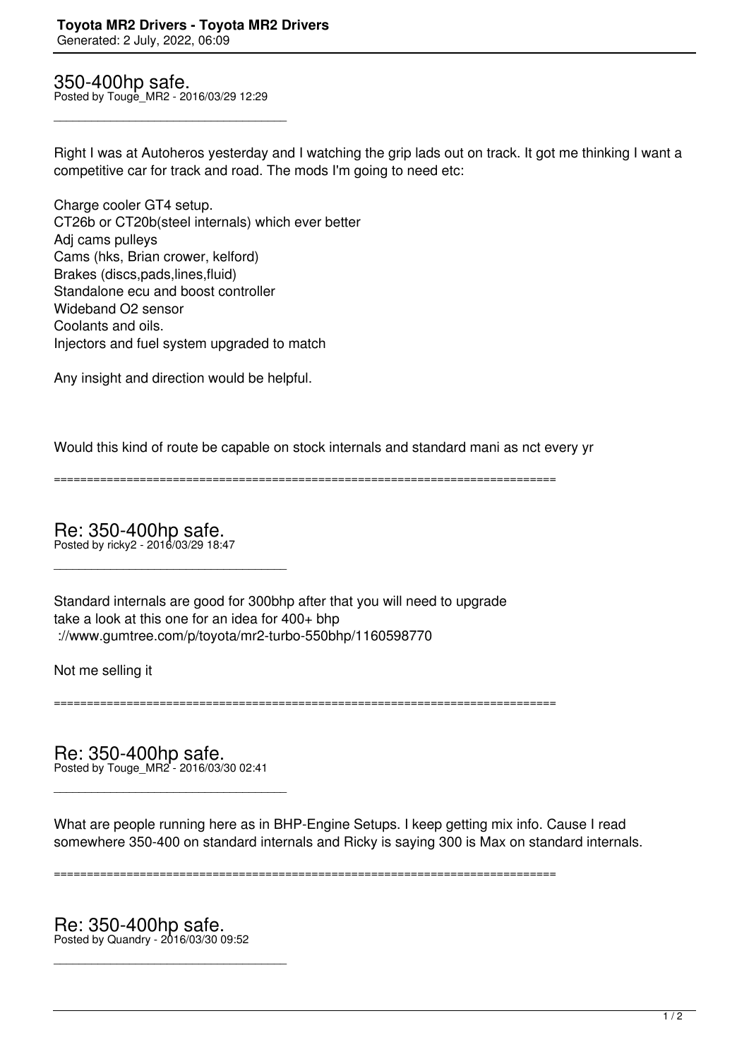# 350-400hp safe.

Posted by Touge_MR2 - 2016/03/29 12:29

---

Right I was at Autoheros yesterday and I watching the grip lads out on track. It got me thinking I want a competitive car for track and road. The mods I'm going to need etc:

Charge cooler GT4 setup.
CT26b or CT20b(steel internals) which ever better
Adj cams pulleys
Cams (hks, Brian crower, kelford)
Brakes (discs,pads,lines,fluid)
Standalone ecu and boost controller
Wideband O2 sensor
Coolants and oils.
Injectors and fuel system upgraded to match

Any insight and direction would be helpful.

Would this kind of route be capable on stock internals and standard mani as nct every yr

============================================================================

# Re: 350-400hp safe.

Posted by ricky2 - 2016/03/29 18:47

---

Standard internals are good for 300bhp after that you will need to upgrade
take a look at this one for an idea for 400+ bhp
://www.gumtree.com/p/toyota/mr2-turbo-550bhp/1160598770

Not me selling it

============================================================================

# Re: 350-400hp safe.

Posted by Touge_MR2 - 2016/03/30 02:41

---

What are people running here as in BHP-Engine Setups. I keep getting mix info. Cause I read somewhere 350-400 on standard internals and Ricky is saying 300 is Max on standard internals.

============================================================================

# Re: 350-400hp safe.

Posted by Quandry - 2016/03/30 09:52

---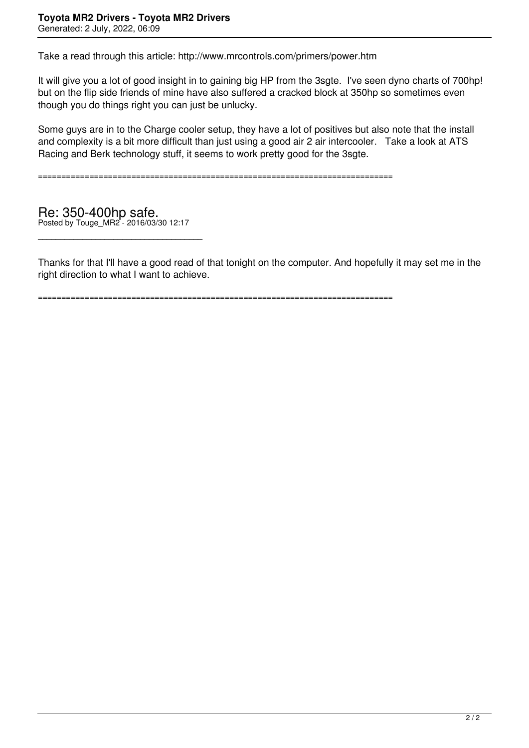Take a read through this article: http://www.mrcontrols.com/primers/power.htm

It will give you a lot of good insight in to gaining big HP from the 3sgte. I've seen dyno charts of 700hp! but on the flip side friends of mine have also suffered a cracked block at 350hp so sometimes even though you do things right you can just be unlucky.

Some guys are in to the Charge cooler setup, they have a lot of positives but also note that the install and complexity is a bit more difficult than just using a good air 2 air intercooler. Take a look at ATS Racing and Berk technology stuff, it seems to work pretty good for the 3sgte.

============================================================================

## Re: 350-400hp safe.

Posted by Touge_MR2 - 2016/03/30 12:17

_____________________________________

Thanks for that I'll have a good read of that tonight on the computer. And hopefully it may set me in the right direction to what I want to achieve.

============================================================================